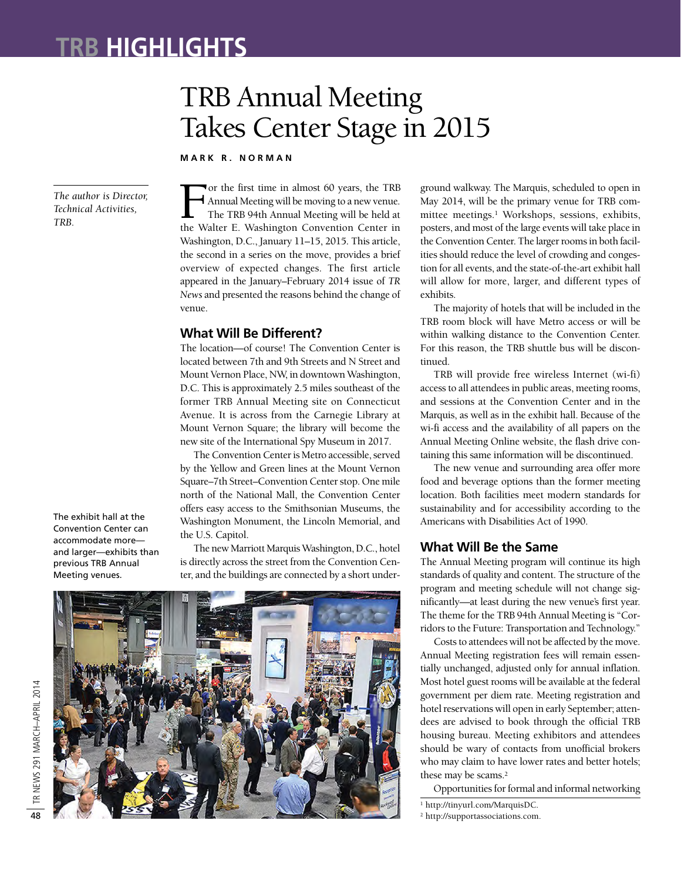# TRB Annual Meeting Takes Center Stage in 2015

**MARK R. NORMAN**

*The author is Director, Technical Activities, TRB.*

For the first time in almost 60 years, the TRB Annual Meeting will be moving to a new venue. The TRB 94th Annual Meeting will be held at the Walter E. Washington Convention Center in Washington, D.C., January 11–15, 2015. This article, the second in a series on the move, provides a brief overview of expected changes. The first article appeared in the January–February 2014 issue of *TR News* and presented the reasons behind the change of venue.

## What Will Be Different?

The location—of course! The Convention Center is located between 7th and 9th Streets and N Street and Mount Vernon Place, NW, in downtown Washington, D.C. This is approximately 2.5 miles southeast of the former TRB Annual Meeting site on Connecticut Avenue. It is across from the Carnegie Library at Mount Vernon Square; the library will become the new site of the International Spy Museum in 2017.

The Convention Center is Metro accessible, served by the Yellow and Green lines at the Mount Vernon Square–7th Street–Convention Center stop. One mile north of the National Mall, the Convention Center offers easy access to the Smithsonian Museums, the Washington Monument, the Lincoln Memorial, and the U.S. Capitol.

The new Marriott Marquis Washington, D.C., hotel is directly across the street from the Convention Center, and the buildings are connected by a short underground walkway. The Marquis, scheduled to open in May 2014, will be the primary venue for TRB committee meetings.[1] Workshops, sessions, exhibits, posters, and most of the large events will take place in the Convention Center. The larger rooms in both facilities should reduce the level of crowding and congestion for all events, and the state-of-the-art exhibit hall will allow for more, larger, and different types of exhibits.

The exhibit hall at the Convention Center can accommodate more—and larger—exhibits than previous TRB Annual Meeting venues.

The majority of hotels that will be included in the TRB room block will have Metro access or will be within walking distance to the Convention Center. For this reason, the TRB shuttle bus will be discontinued.

TRB will provide free wireless Internet (wi-fi) access to all attendees in public areas, meeting rooms, and sessions at the Convention Center and in the Marquis, as well as in the exhibit hall. Because of the wi-fi access and the availability of all papers on the Annual Meeting Online website, the flash drive containing this same information will be discontinued.

The new venue and surrounding area offer more food and beverage options than the former meeting location. Both facilities meet modern standards for sustainability and for accessibility according to the Americans with Disabilities Act of 1990.

## What Will Be the Same

The Annual Meeting program will continue its high standards of quality and content. The structure of the program and meeting schedule will not change significantly—at least during the new venue's first year. The theme for the TRB 94th Annual Meeting is "Corridors to the Future: Transportation and Technology."

Costs to attendees will not be affected by the move. Annual Meeting registration fees will remain essentially unchanged, adjusted only for annual inflation. Most hotel guest rooms will be available at the federal government per diem rate. Meeting registration and hotel reservations will open in early September; attendees are advised to book through the official TRB housing bureau. Meeting exhibitors and attendees should be wary of contacts from unofficial brokers who may claim to have lower rates and better hotels; these may be scams.[2]

Opportunities for formal and informal networking

[1] http://tinyurl.com/MarquisDC.

[2] http://supportassociations.com.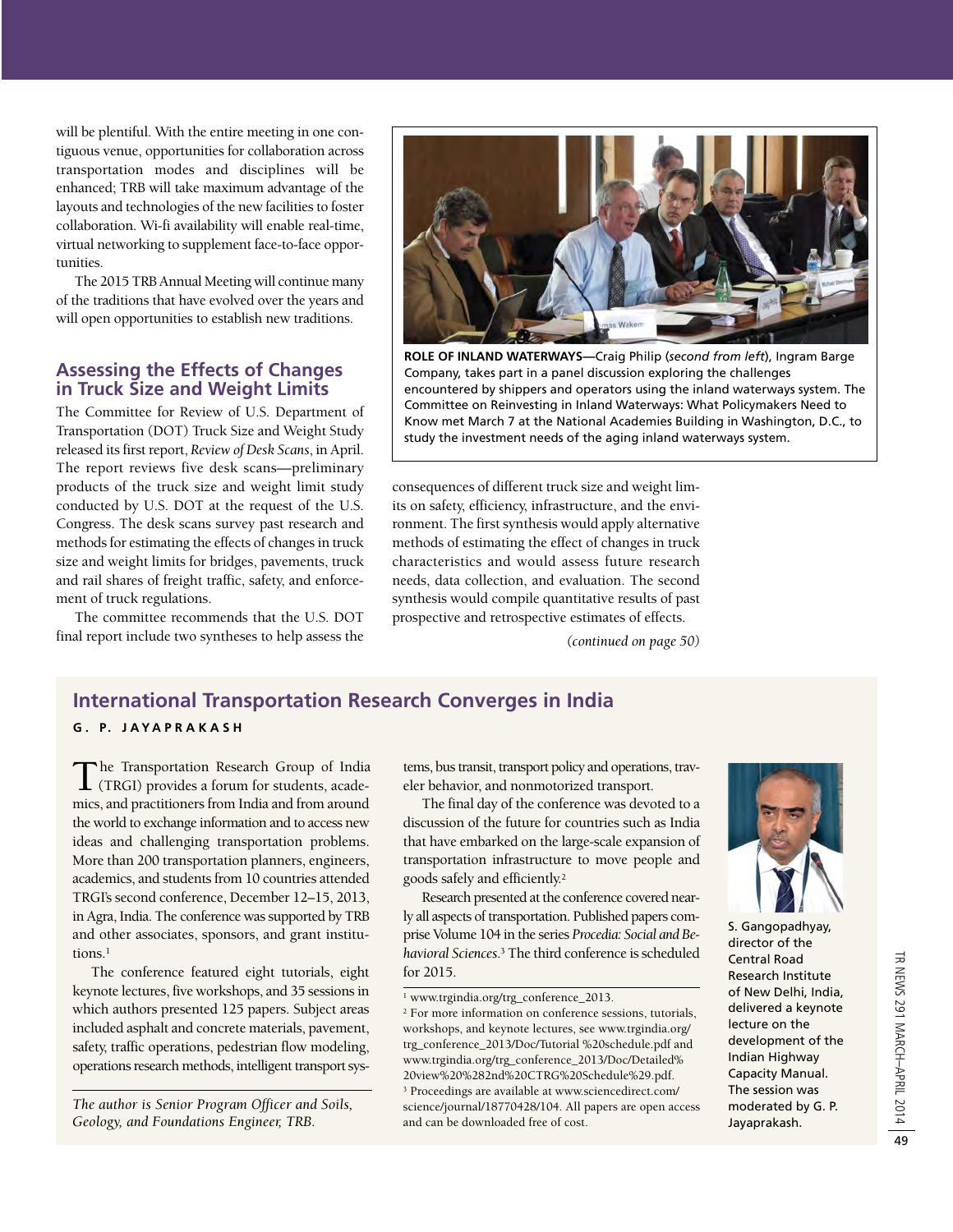will be plentiful. With the entire meeting in one contiguous venue, opportunities for collaboration across transportation modes and disciplines will be enhanced; TRB will take maximum advantage of the layouts and technologies of the new facilities to foster collaboration. Wi-fi availability will enable real-time, virtual networking to supplement face-to-face opportunities.

The 2015 TRB Annual Meeting will continue many of the traditions that have evolved over the years and will open opportunities to establish new traditions.

**ROLE OF INLAND WATERWAYS**—Craig Philip (*second from left*), Ingram Barge Company, takes part in a panel discussion exploring the challenges encountered by shippers and operators using the inland waterways system. The Committee on Reinvesting in Inland Waterways: What Policymakers Need to Know met March 7 at the National Academies Building in Washington, D.C., to study the investment needs of the aging inland waterways system.

### Assessing the Effects of Changes in Truck Size and Weight Limits

The Committee for Review of U.S. Department of Transportation (DOT) Truck Size and Weight Study released its first report, *Review of Desk Scans*, in April. The report reviews five desk scans—preliminary products of the truck size and weight limit study conducted by U.S. DOT at the request of the U.S. Congress. The desk scans survey past research and methods for estimating the effects of changes in truck size and weight limits for bridges, pavements, truck and rail shares of freight traffic, safety, and enforcement of truck regulations.

The committee recommends that the U.S. DOT final report include two syntheses to help assess the consequences of different truck size and weight limits on safety, efficiency, infrastructure, and the environment. The first synthesis would apply alternative methods of estimating the effect of changes in truck characteristics and would assess future research needs, data collection, and evaluation. The second synthesis would compile quantitative results of past prospective and retrospective estimates of effects.

*(continued on page 50)*

## International Transportation Research Converges in India

**G. P. JAYAPRAKASH**

The Transportation Research Group of India (TRGI) provides a forum for students, academics, and practitioners from India and from around the world to exchange information and to access new ideas and challenging transportation problems. More than 200 transportation planners, engineers, academics, and students from 10 countries attended TRGI's second conference, December 12–15, 2013, in Agra, India. The conference was supported by TRB and other associates, sponsors, and grant institutions.[1]

The conference featured eight tutorials, eight keynote lectures, five workshops, and 35 sessions in which authors presented 125 papers. Subject areas included asphalt and concrete materials, pavement, safety, traffic operations, pedestrian flow modeling, operations research methods, intelligent transport systems, bus transit, transport policy and operations, traveler behavior, and nonmotorized transport.

The final day of the conference was devoted to a discussion of the future for countries such as India that have embarked on the large-scale expansion of transportation infrastructure to move people and goods safely and efficiently.[2]

Research presented at the conference covered nearly all aspects of transportation. Published papers comprise Volume 104 in the series *Procedia: Social and Behavioral Sciences*.[3] The third conference is scheduled for 2015.

S. Gangopadhyay, director of the Central Road Research Institute of New Delhi, India, delivered a keynote lecture on the development of the Indian Highway Capacity Manual. The session was moderated by G. P. Jayaprakash.

*The author is Senior Program Officer and Soils, Geology, and Foundations Engineer, TRB.*

[1] www.trgindia.org/trg_conference_2013.

[2] For more information on conference sessions, tutorials, workshops, and keynote lectures, see www.trgindia.org/trg_conference_2013/Doc/Tutorial %20schedule.pdf and www.trgindia.org/trg_conference_2013/Doc/Detailed%20view%20%282nd%20CTRG%20Schedule%29.pdf.

[3] Proceedings are available at www.sciencedirect.com/science/journal/18770428/104. All papers are open access and can be downloaded free of cost.